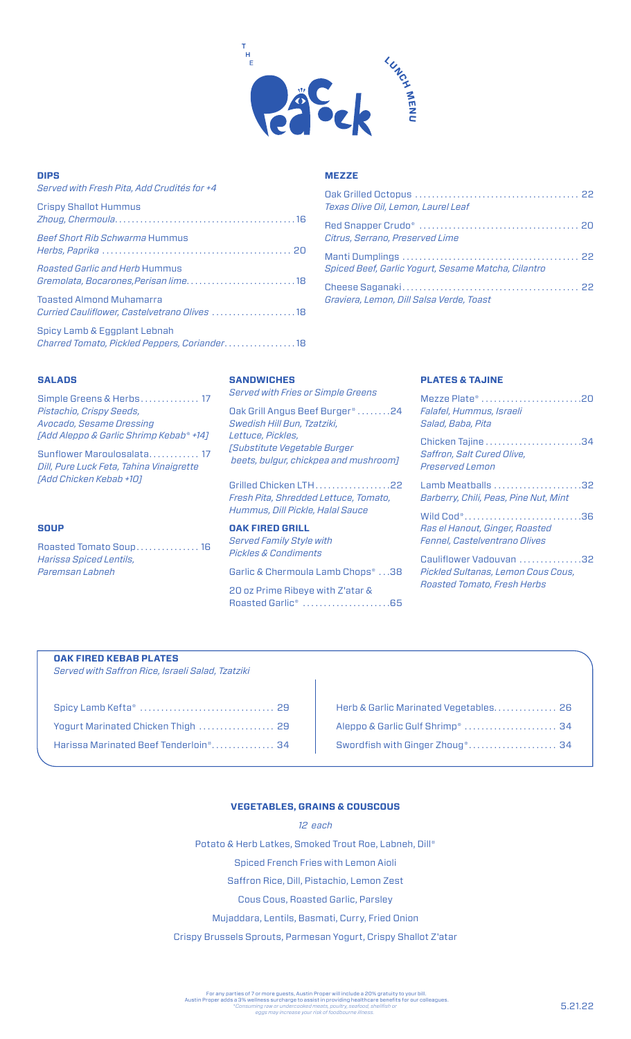# THE Peacock

LUNCH MENU

## DIPS

*Served with Fresh Pita, Add Crudités for +4*

Crispy Shallot Hummus
*Zhoug, Chermoula* ........ 16

*Beef Short Rib Schwarma* Hummus
*Herbs, Paprika* ........ 20

*Roasted Garlic and Herb* Hummus
*Gremolata, Bocarones,Perisan lime* ........ 18

Toasted Almond Muhamarra
*Curried Cauliflower, Castelvetrano Olives* ........ 18

Spicy Lamb & Eggplant Lebnah
*Charred Tomato, Pickled Peppers, Coriander* ........ 18

## MEZZE

Oak Grilled Octopus ........ 22
*Texas Olive Oil, Lemon, Laurel Leaf*

Red Snapper Crudo* ........ 20
*Citrus, Serrano, Preserved Lime*

Manti Dumplings ........ 22
*Spiced Beef, Garlic Yogurt, Sesame Matcha, Cilantro*

Cheese Saganaki ........ 22
*Graviera, Lemon, Dill Salsa Verde, Toast*

## SALADS

Simple Greens & Herbs ........ 17
*Pistachio, Crispy Seeds, Avocado, Sesame Dressing*
*[Add Aleppo & Garlic Shrimp Kebab* +14]*

Sunflower Maroulosalata ........ 17
*Dill, Pure Luck Feta, Tahina Vinaigrette*
*[Add Chicken Kebab +10]*

## SOUP

Roasted Tomato Soup ........ 16
*Harissa Spiced Lentils, Paremsan Labneh*

## SANDWICHES

*Served with Fries or Simple Greens*

Oak Grill Angus Beef Burger* ........ 24
*Swedish Hill Bun, Tzatziki, Lettuce, Pickles,*
*[Substitute Vegetable Burger beets, bulgur, chickpea and mushroom]*

Grilled Chicken LTH ........ 22
*Fresh Pita, Shredded Lettuce, Tomato, Hummus, Dill Pickle, Halal Sauce*

## OAK FIRED GRILL

*Served Family Style with Pickles & Condiments*

Garlic & Chermoula Lamb Chops* ........ 38

20 oz Prime Ribeye with Z'atar & Roasted Garlic* ........ 65

## PLATES & TAJINE

Mezze Plate* ........ 20
*Falafel, Hummus, Israeli Salad, Baba, Pita*

Chicken Tajine ........ 34
*Saffron, Salt Cured Olive, Preserved Lemon*

Lamb Meatballs ........ 32
*Barberry, Chili, Peas, Pine Nut, Mint*

Wild Cod* ........ 36
*Ras el Hanout, Ginger, Roasted Fennel, Castelventrano Olives*

Cauliflower Vadouvan ........ 32
*Pickled Sultanas, Lemon Cous Cous, Roasted Tomato, Fresh Herbs*

## OAK FIRED KEBAB PLATES

*Served with Saffron Rice, Israeli Salad, Tzatziki*

Spicy Lamb Kefta* ........ 29

Yogurt Marinated Chicken Thigh ........ 29

Harissa Marinated Beef Tenderloin* ........ 34

Herb & Garlic Marinated Vegetables ........ 26

Aleppo & Garlic Gulf Shrimp* ........ 34

Swordfish with Ginger Zhoug* ........ 34

## VEGETABLES, GRAINS & COUSCOUS

*12 each*

Potato & Herb Latkes, Smoked Trout Roe, Labneh, Dill*

Spiced French Fries with Lemon Aioli

Saffron Rice, Dill, Pistachio, Lemon Zest

Cous Cous, Roasted Garlic, Parsley

Mujaddara, Lentils, Basmati, Curry, Fried Onion

Crispy Brussels Sprouts, Parmesan Yogurt, Crispy Shallot Z'atar

For any parties of 7 or more guests, Austin Proper will include a 20% gratuity to your bill.
Austin Proper adds a 3% wellness surcharge to assist in providing healthcare benefits for our colleagues.
*Consuming raw or undercooked meats, poultry, seafood, shellfish or eggs may increase your risk of foodborne illness.

5.21.22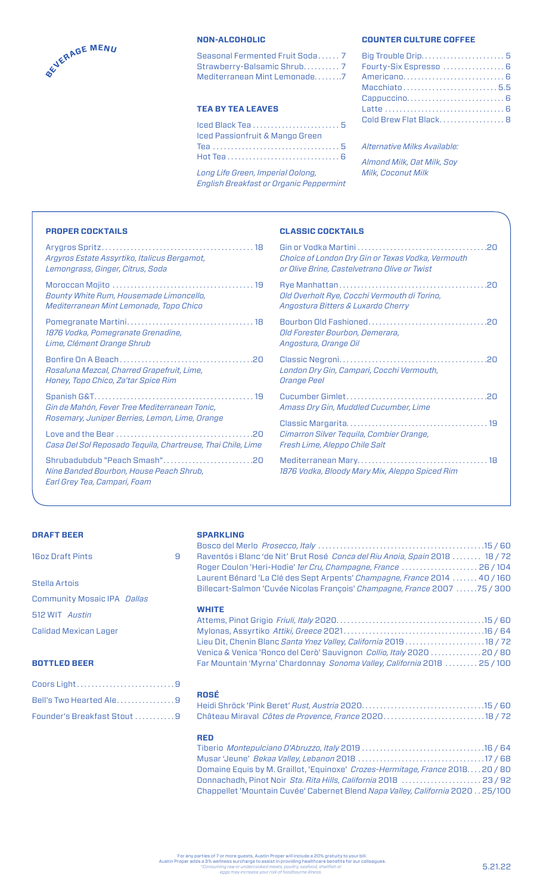# BEVERAGE MENU

## NON-ALCOHOLIC

Seasonal Fermented Fruit Soda...... 7
Strawberry-Balsamic Shrub.......... 7
Mediterranean Mint Lemonade........7

## TEA BY TEA LEAVES

Iced Black Tea ........................ 5
Iced Passionfruit & Mango Green Tea .................................. 5
Hot Tea .............................. 6

*Long Life Green, Imperial Oolong, English Breakfast or Organic Peppermint*

## COUNTER CULTURE COFFEE

Big Trouble Drip....................... 5
Fourty-Six Espresso ................. 6
Americano............................ 6
Macchiato.......................... 5.5
Cappuccino........................... 6
Latte ................................. 6
Cold Brew Flat Black.................. 8

*Alternative Milks Available:*

*Almond Milk, Oat Milk, Soy Milk, Coconut Milk*

## PROPER COCKTAILS

Arygros Spritz.......................................... 18
*Argyros Estate Assyrtiko, Italicus Bergamot, Lemongrass, Ginger, Citrus, Soda*

Moroccan Mojito ..................................... 19
*Bounty White Rum, Housemade Limoncello, Mediterranean Mint Lemonade, Topo Chico*

Pomegranate Martini.................................. 18
*1876 Vodka, Pomegranate Grenadine, Lime, Clément Orange Shrub*

Bonfire On A Beach....................................20
*Rosaluna Mezcal, Charred Grapefruit, Lime, Honey, Topo Chico, Za'tar Spice Rim*

Spanish G&T........................................... 19
*Gin de Mahón, Fever Tree Mediterranean Tonic, Rosemary, Juniper Berries, Lemon, Lime, Orange*

Love and the Bear .....................................20
*Casa Del Sol Reposado Tequila, Chartreuse, Thai Chile, Lime*

Shrubadubdub "Peach Smash".........................20
*Nine Banded Bourbon, House Peach Shrub, Earl Grey Tea, Campari, Foam*

## CLASSIC COCKTAILS

Gin or Vodka Martini ...................................20
*Choice of London Dry Gin or Texas Vodka, Vermouth or Olive Brine, Castelvetrano Olive or Twist*

Rye Manhattan........................................20
*Old Overholt Rye, Cocchi Vermouth di Torino, Angostura Bitters & Luxardo Cherry*

Bourbon Old Fashioned................................20
*Old Forester Bourbon, Demerara, Angostura, Orange Oil*

Classic Negroni........................................20
*London Dry Gin, Campari, Cocchi Vermouth, Orange Peel*

Cucumber Gimlet......................................20
*Amass Dry Gin, Muddled Cucumber, Lime*

Classic Margarita....................................... 19
*Cimarron Silver Tequila, Combier Orange, Fresh Lime, Aleppo Chile Salt*

Mediterranean Mary.................................... 18
*1876 Vodka, Bloody Mary Mix, Aleppo Spiced Rim*

## DRAFT BEER

16oz Draft Pints 9

Stella Artois

Community Mosaic IPA *Dallas*

512 WIT *Austin*

Calidad Mexican Lager

## BOTTLED BEER

Coors Light.......................... 9
Bell's Two Hearted Ale................ 9
Founder's Breakfast Stout ........... 9

## SPARKLING

Bosco del Merlo *Prosecco, Italy* .............................................15 / 60
Raventós i Blanc 'de Nit' Brut Rosé *Conca del Riu Anoia, Spain* 2018 ........ 18 / 72
Roger Coulon 'Heri-Hodie' *1er Cru, Champagne, France* .................... 26 / 104
Laurent Bénard 'La Clé des Sept Arpents' *Champagne, France* 2014 ....... 40 / 160
Billecart-Salmon 'Cuvée Nicolas François' *Champagne, France* 2007 ......75 / 300

## WHITE

Attems, Pinot Grigio *Friuli, Italy* 2020........................................15 / 60
Mylonas, Assyrtiko *Attiki, Greece* 2021......................................16 / 64
Lieu Dit, Chenin Blanc *Santa Ynez Valley, California* 2019 ......................18 / 72
Venica & Venica 'Ronco del Cerò' Sauvignon *Collio, Italy* 2020 .............20 / 80
Far Mountain 'Myrna' Chardonnay *Sonoma Valley, California* 2018 ......... 25 / 100

## ROSÉ

Heidi Shröck 'Pink Beret' *Rust, Austria* 2020.................................15 / 60
Château Miraval *Côtes de Provence, France* 2020............................18 / 72

## RED

Tiberio *Montepulciano D'Abruzzo, Italy* 2019 .................................16 / 64
Musar 'Jeune' *Bekaa Valley, Lebanon* 2018 ..................................17 / 68
Domaine Equis by M. Graillot, 'Equinoxe' *Crozes-Hermitage, France* 2018.... 20 / 80
Donnachadh, Pinot Noir *Sta. Rita Hills, California* 2018 ...................... 23 / 92
Chappellet 'Mountain Cuvée' Cabernet Blend *Napa Valley, California* 2020 .. 25/100

For any parties of 7 or more guests, Austin Proper will include a 20% gratuity to your bill.
Austin Proper adds a 3% wellness surcharge to assist in providing healthcare benefits for our colleagues.
*Consuming raw or undercooked meats, poultry, seafood, shellfish or eggs may increase your risk of foodborne illness.

5.21.22